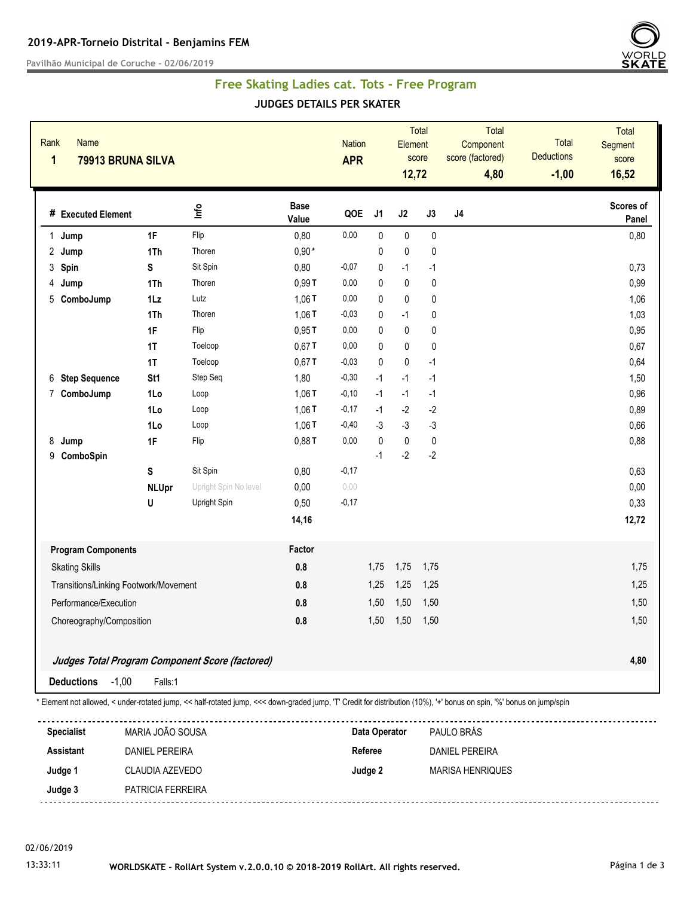**2019-APR-Torneio Distrital - Benjamins FEM**

Pavilhão Municipal de Coruche - 02/06/2019

## Free Skating Ladies cat. Tots - Free Program

### JUDGES DETAILS PER SKATER

| Rank | Name | Nation | Total Element score | Total Component score (factored) | Total Deductions | Total Segment score |
|---|---|---|---|---|---|---|
| 1 | 79913 BRUNA SILVA | APR | 12,72 | 4,80 | -1,00 | 16,52 |

| # | Executed Element | | Info | Base Value | QOE | J1 | J2 | J3 | J4 | Scores of Panel |
|---|---|---|---|---|---|---|---|---|---|---|
| 1 | Jump | 1F | Flip | 0,80 | 0,00 | 0 | 0 | 0 | | 0,80 |
| 2 | Jump | 1Th | Thoren | 0,90 * | | 0 | 0 | 0 | | |
| 3 | Spin | S | Sit Spin | 0,80 | -0,07 | 0 | -1 | -1 | | 0,73 |
| 4 | Jump | 1Th | Thoren | 0,99 T | 0,00 | 0 | 0 | 0 | | 0,99 |
| 5 | ComboJump | 1Lz | Lutz | 1,06 T | 0,00 | 0 | 0 | 0 | | 1,06 |
| | | 1Th | Thoren | 1,06 T | -0,03 | 0 | -1 | 0 | | 1,03 |
| | | 1F | Flip | 0,95 T | 0,00 | 0 | 0 | 0 | | 0,95 |
| | | 1T | Toeloop | 0,67 T | 0,00 | 0 | 0 | 0 | | 0,67 |
| | | 1T | Toeloop | 0,67 T | -0,03 | 0 | 0 | -1 | | 0,64 |
| 6 | Step Sequence | St1 | Step Seq | 1,80 | -0,30 | -1 | -1 | -1 | | 1,50 |
| 7 | ComboJump | 1Lo | Loop | 1,06 T | -0,10 | -1 | -1 | -1 | | 0,96 |
| | | 1Lo | Loop | 1,06 T | -0,17 | -1 | -2 | -2 | | 0,89 |
| | | 1Lo | Loop | 1,06 T | -0,40 | -3 | -3 | -3 | | 0,66 |
| 8 | Jump | 1F | Flip | 0,88 T | 0,00 | 0 | 0 | 0 | | 0,88 |
| 9 | ComboSpin | | | | | -1 | -2 | -2 | | |
| | | S | Sit Spin | 0,80 | -0,17 | | | | | 0,63 |
| | | NLUpr | Upright Spin No level | 0,00 | 0,00 | | | | | 0,00 |
| | | U | Upright Spin | 0,50 | -0,17 | | | | | 0,33 |
| | | | | 14,16 | | | | | | 12,72 |

| Program Components | Factor | J1 | J2 | J3 | J4 | |
|---|---|---|---|---|---|---|
| Skating Skills | 0.8 | 1,75 | 1,75 | 1,75 | | 1,75 |
| Transitions/Linking Footwork/Movement | 0.8 | 1,25 | 1,25 | 1,25 | | 1,25 |
| Performance/Execution | 0.8 | 1,50 | 1,50 | 1,50 | | 1,50 |
| Choreography/Composition | 0.8 | 1,50 | 1,50 | 1,50 | | 1,50 |

***Judges Total Program Component Score (factored)*** **4,80**

**Deductions** -1,00 Falls:1

\* Element not allowed, < under-rotated jump, << half-rotated jump, <<< down-graded jump, 'T' Credit for distribution (10%), '+' bonus on spin, '%' bonus on jump/spin

| | | | |
|---|---|---|---|
| **Specialist** | MARIA JOÃO SOUSA | **Data Operator** | PAULO BRÁS |
| **Assistant** | DANIEL PEREIRA | **Referee** | DANIEL PEREIRA |
| **Judge 1** | CLAUDIA AZEVEDO | **Judge 2** | MARISA HENRIQUES |
| **Judge 3** | PATRICIA FERREIRA | | |

02/06/2019

13:33:11

WORLDSKATE - RollArt System v.2.0.0.10 © 2018-2019 RollArt. All rights reserved.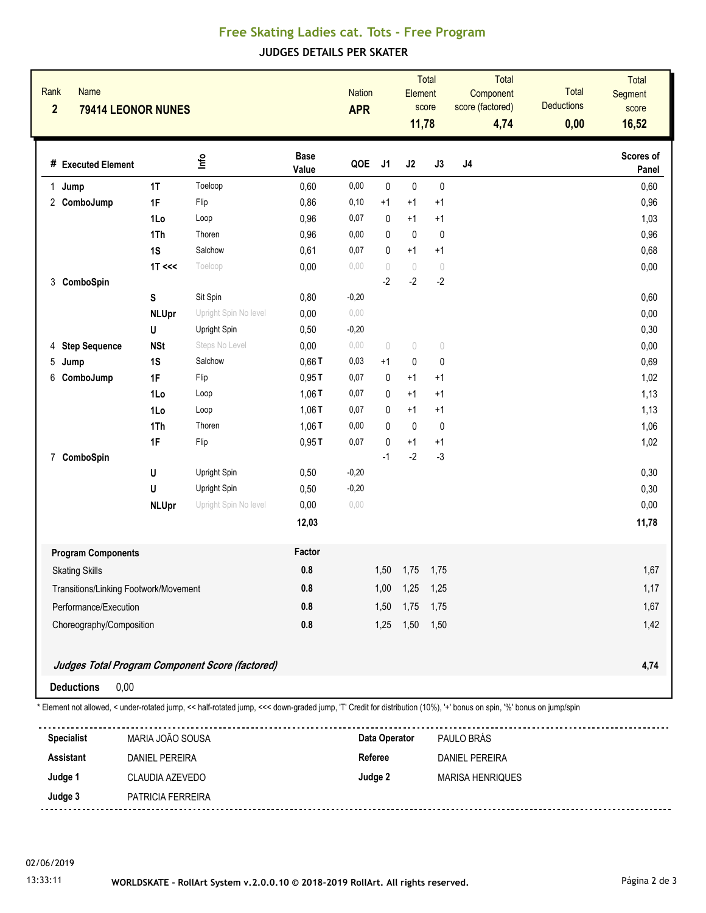# Free Skating Ladies cat. Tots - Free Program

## JUDGES DETAILS PER SKATER

| Rank | Name | Nation | Total Element score | Total Component score (factored) | Total Deductions | Total Segment score |
|---|---|---|---|---|---|---|
| 2 | 79414 LEONOR NUNES | APR | 11,78 | 4,74 | 0,00 | 16,52 |

| # | Executed Element | | Info | Base Value | QOE | J1 | J2 | J3 | J4 | Scores of Panel |
|---|---|---|---|---|---|---|---|---|---|---|
| 1 | Jump | 1T | Toeloop | 0,60 | 0,00 | 0 | 0 | 0 | | 0,60 |
| 2 | ComboJump | 1F | Flip | 0,86 | 0,10 | +1 | +1 | +1 | | 0,96 |
| | | 1Lo | Loop | 0,96 | 0,07 | 0 | +1 | +1 | | 1,03 |
| | | 1Th | Thoren | 0,96 | 0,00 | 0 | 0 | 0 | | 0,96 |
| | | 1S | Salchow | 0,61 | 0,07 | 0 | +1 | +1 | | 0,68 |
| | | 1T <<< | Toeloop | 0,00 | 0,00 | 0 | 0 | 0 | | 0,00 |
| 3 | ComboSpin | | | | | -2 | -2 | -2 | | |
| | | S | Sit Spin | 0,80 | -0,20 | | | | | 0,60 |
| | | NLUpr | Upright Spin No level | 0,00 | 0,00 | | | | | 0,00 |
| | | U | Upright Spin | 0,50 | -0,20 | | | | | 0,30 |
| 4 | Step Sequence | NSt | Steps No Level | 0,00 | 0,00 | 0 | 0 | 0 | | 0,00 |
| 5 | Jump | 1S | Salchow | 0,66 T | 0,03 | +1 | 0 | 0 | | 0,69 |
| 6 | ComboJump | 1F | Flip | 0,95 T | 0,07 | 0 | +1 | +1 | | 1,02 |
| | | 1Lo | Loop | 1,06 T | 0,07 | 0 | +1 | +1 | | 1,13 |
| | | 1Lo | Loop | 1,06 T | 0,07 | 0 | +1 | +1 | | 1,13 |
| | | 1Th | Thoren | 1,06 T | 0,00 | 0 | 0 | 0 | | 1,06 |
| | | 1F | Flip | 0,95 T | 0,07 | 0 | +1 | +1 | | 1,02 |
| 7 | ComboSpin | | | | | -1 | -2 | -3 | | |
| | | U | Upright Spin | 0,50 | -0,20 | | | | | 0,30 |
| | | U | Upright Spin | 0,50 | -0,20 | | | | | 0,30 |
| | | NLUpr | Upright Spin No level | 0,00 | 0,00 | | | | | 0,00 |
| | | | | 12,03 | | | | | | 11,78 |

| Program Components | Factor | J1 | J2 | J3 | J4 | |
|---|---|---|---|---|---|---|
| Skating Skills | 0.8 | 1,50 | 1,75 | 1,75 | | 1,67 |
| Transitions/Linking Footwork/Movement | 0.8 | 1,00 | 1,25 | 1,25 | | 1,17 |
| Performance/Execution | 0.8 | 1,50 | 1,75 | 1,75 | | 1,67 |
| Choreography/Composition | 0.8 | 1,25 | 1,50 | 1,50 | | 1,42 |

***Judges Total Program Component Score (factored)*** **4,74**

**Deductions** 0,00

\* Element not allowed, < under-rotated jump, << half-rotated jump, <<< down-graded jump, 'T' Credit for distribution (10%), '+' bonus on spin, '%' bonus on jump/spin

| | | | |
|---|---|---|---|
| **Specialist** | MARIA JOÃO SOUSA | **Data Operator** | PAULO BRÁS |
| **Assistant** | DANIEL PEREIRA | **Referee** | DANIEL PEREIRA |
| **Judge 1** | CLAUDIA AZEVEDO | **Judge 2** | MARISA HENRIQUES |
| **Judge 3** | PATRICIA FERREIRA | | |

02/06/2019
13:33:11

WORLDSKATE - RollArt System v.2.0.0.10 © 2018-2019 RollArt. All rights reserved.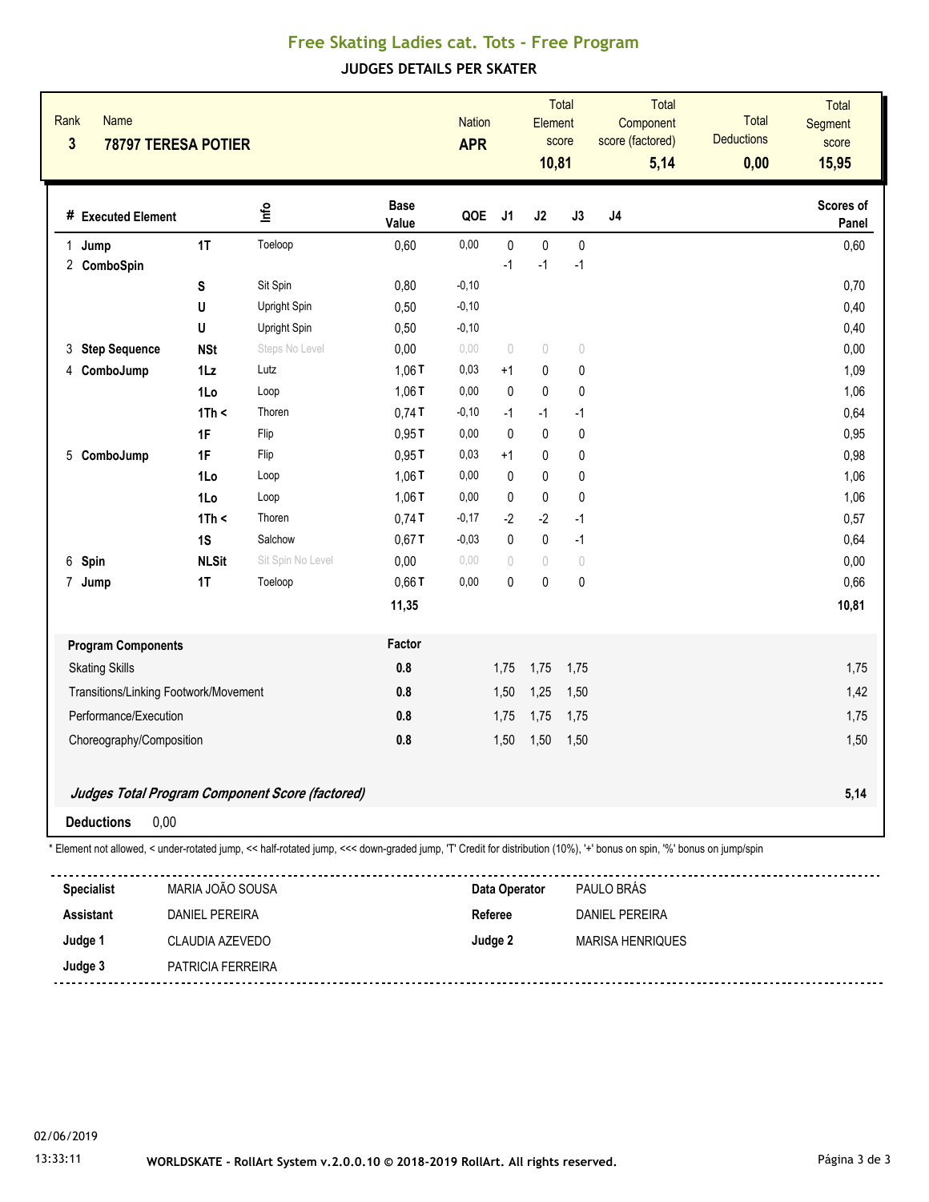# Free Skating Ladies cat. Tots - Free Program

## JUDGES DETAILS PER SKATER

| Rank | Name | Nation | Total Element score | Total Component score (factored) | Total Deductions | Total Segment score |
|---|---|---|---|---|---|---|
| 3 | 78797 TERESA POTIER | APR | 10,81 | 5,14 | 0,00 | 15,95 |

| # | Executed Element | | Info | Base Value | QOE | J1 | J2 | J3 | J4 | Scores of Panel |
|---|---|---|---|---|---|---|---|---|---|---|
| 1 | Jump | 1T | Toeloop | 0,60 | 0,00 | 0 | 0 | 0 | | 0,60 |
| 2 | ComboSpin | | | | | -1 | -1 | -1 | | |
| | | S | Sit Spin | 0,80 | -0,10 | | | | | 0,70 |
| | | U | Upright Spin | 0,50 | -0,10 | | | | | 0,40 |
| | | U | Upright Spin | 0,50 | -0,10 | | | | | 0,40 |
| 3 | Step Sequence | NSt | Steps No Level | 0,00 | 0,00 | 0 | 0 | 0 | | 0,00 |
| 4 | ComboJump | 1Lz | Lutz | 1,06 T | 0,03 | +1 | 0 | 0 | | 1,09 |
| | | 1Lo | Loop | 1,06 T | 0,00 | 0 | 0 | 0 | | 1,06 |
| | | 1Th < | Thoren | 0,74 T | -0,10 | -1 | -1 | -1 | | 0,64 |
| | | 1F | Flip | 0,95 T | 0,00 | 0 | 0 | 0 | | 0,95 |
| 5 | ComboJump | 1F | Flip | 0,95 T | 0,03 | +1 | 0 | 0 | | 0,98 |
| | | 1Lo | Loop | 1,06 T | 0,00 | 0 | 0 | 0 | | 1,06 |
| | | 1Lo | Loop | 1,06 T | 0,00 | 0 | 0 | 0 | | 1,06 |
| | | 1Th < | Thoren | 0,74 T | -0,17 | -2 | -2 | -1 | | 0,57 |
| | | 1S | Salchow | 0,67 T | -0,03 | 0 | 0 | -1 | | 0,64 |
| 6 | Spin | NLSit | Sit Spin No Level | 0,00 | 0,00 | 0 | 0 | 0 | | 0,00 |
| 7 | Jump | 1T | Toeloop | 0,66 T | 0,00 | 0 | 0 | 0 | | 0,66 |
| | | | | 11,35 | | | | | | 10,81 |

| Program Components | Factor | J1 | J2 | J3 | J4 | |
|---|---|---|---|---|---|---|
| Skating Skills | 0.8 | 1,75 | 1,75 | 1,75 | | 1,75 |
| Transitions/Linking Footwork/Movement | 0.8 | 1,50 | 1,25 | 1,50 | | 1,42 |
| Performance/Execution | 0.8 | 1,75 | 1,75 | 1,75 | | 1,75 |
| Choreography/Composition | 0.8 | 1,50 | 1,50 | 1,50 | | 1,50 |

***Judges Total Program Component Score (factored)*** 5,14

**Deductions** 0,00

\* Element not allowed, < under-rotated jump, << half-rotated jump, <<< down-graded jump, 'T' Credit for distribution (10%), '+' bonus on spin, '%' bonus on jump/spin

| | | | |
|---|---|---|---|
| **Specialist** | MARIA JOÃO SOUSA | **Data Operator** | PAULO BRÁS |
| **Assistant** | DANIEL PEREIRA | **Referee** | DANIEL PEREIRA |
| **Judge 1** | CLAUDIA AZEVEDO | **Judge 2** | MARISA HENRIQUES |
| **Judge 3** | PATRICIA FERREIRA | | |

02/06/2019

13:33:11

WORLDSKATE - RollArt System v.2.0.0.10 © 2018-2019 RollArt. All rights reserved.